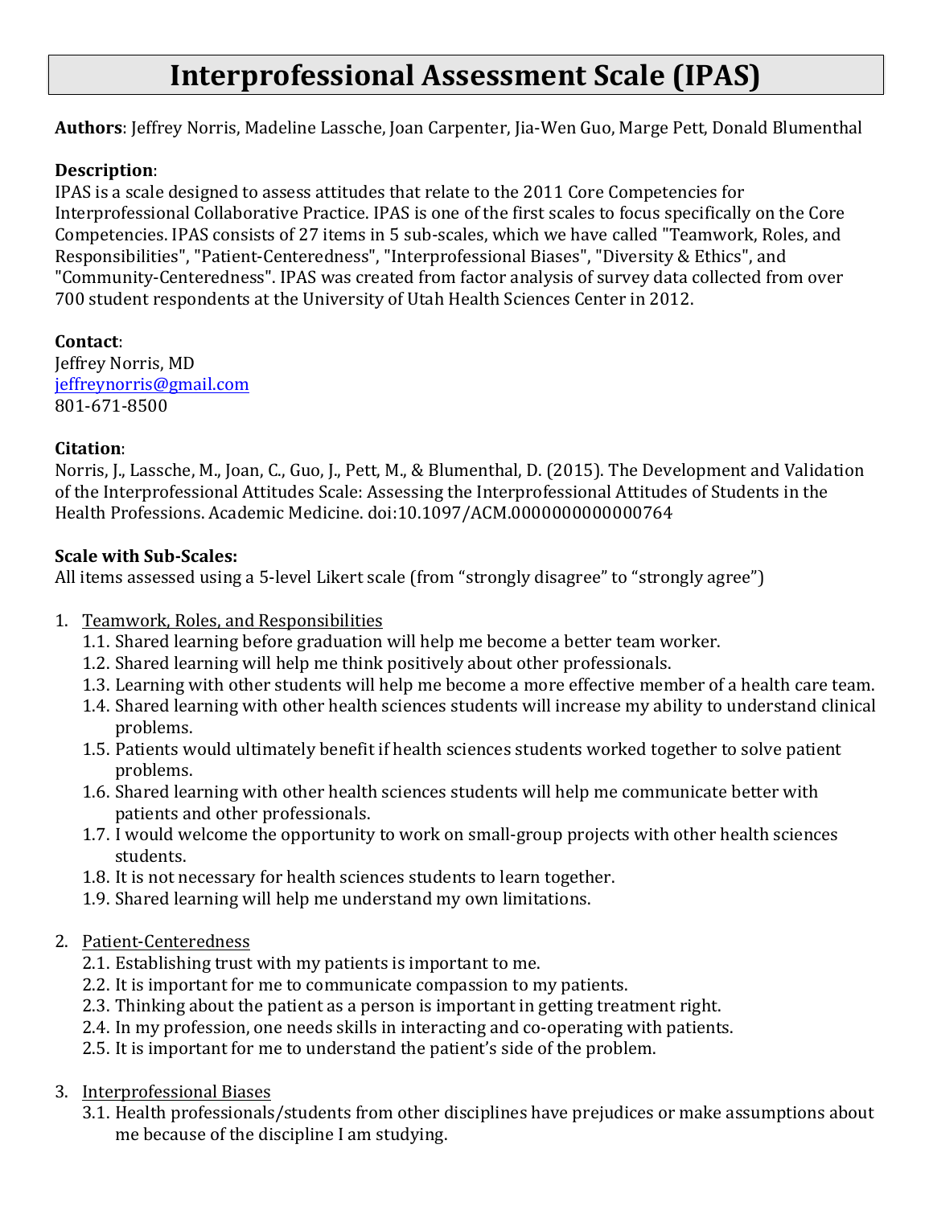# Interprofessional Assessment Scale (IPAS)

**Authors**: Jeffrey Norris, Madeline Lassche, Joan Carpenter, Jia-Wen Guo, Marge Pett, Donald Blumenthal

**Description**:
IPAS is a scale designed to assess attitudes that relate to the 2011 Core Competencies for Interprofessional Collaborative Practice. IPAS is one of the first scales to focus specifically on the Core Competencies. IPAS consists of 27 items in 5 sub-scales, which we have called "Teamwork, Roles, and Responsibilities", "Patient-Centeredness", "Interprofessional Biases", "Diversity & Ethics", and "Community-Centeredness". IPAS was created from factor analysis of survey data collected from over 700 student respondents at the University of Utah Health Sciences Center in 2012.

**Contact**:
Jeffrey Norris, MD
jeffreynorris@gmail.com
801-671-8500

**Citation**:
Norris, J., Lassche, M., Joan, C., Guo, J., Pett, M., & Blumenthal, D. (2015). The Development and Validation of the Interprofessional Attitudes Scale: Assessing the Interprofessional Attitudes of Students in the Health Professions. Academic Medicine. doi:10.1097/ACM.0000000000000764

**Scale with Sub-Scales:**
All items assessed using a 5-level Likert scale (from "strongly disagree" to "strongly agree")

1. Teamwork, Roles, and Responsibilities
   - 1.1. Shared learning before graduation will help me become a better team worker.
   - 1.2. Shared learning will help me think positively about other professionals.
   - 1.3. Learning with other students will help me become a more effective member of a health care team.
   - 1.4. Shared learning with other health sciences students will increase my ability to understand clinical problems.
   - 1.5. Patients would ultimately benefit if health sciences students worked together to solve patient problems.
   - 1.6. Shared learning with other health sciences students will help me communicate better with patients and other professionals.
   - 1.7. I would welcome the opportunity to work on small-group projects with other health sciences students.
   - 1.8. It is not necessary for health sciences students to learn together.
   - 1.9. Shared learning will help me understand my own limitations.

2. Patient-Centeredness
   - 2.1. Establishing trust with my patients is important to me.
   - 2.2. It is important for me to communicate compassion to my patients.
   - 2.3. Thinking about the patient as a person is important in getting treatment right.
   - 2.4. In my profession, one needs skills in interacting and co-operating with patients.
   - 2.5. It is important for me to understand the patient's side of the problem.

3. Interprofessional Biases
   - 3.1. Health professionals/students from other disciplines have prejudices or make assumptions about me because of the discipline I am studying.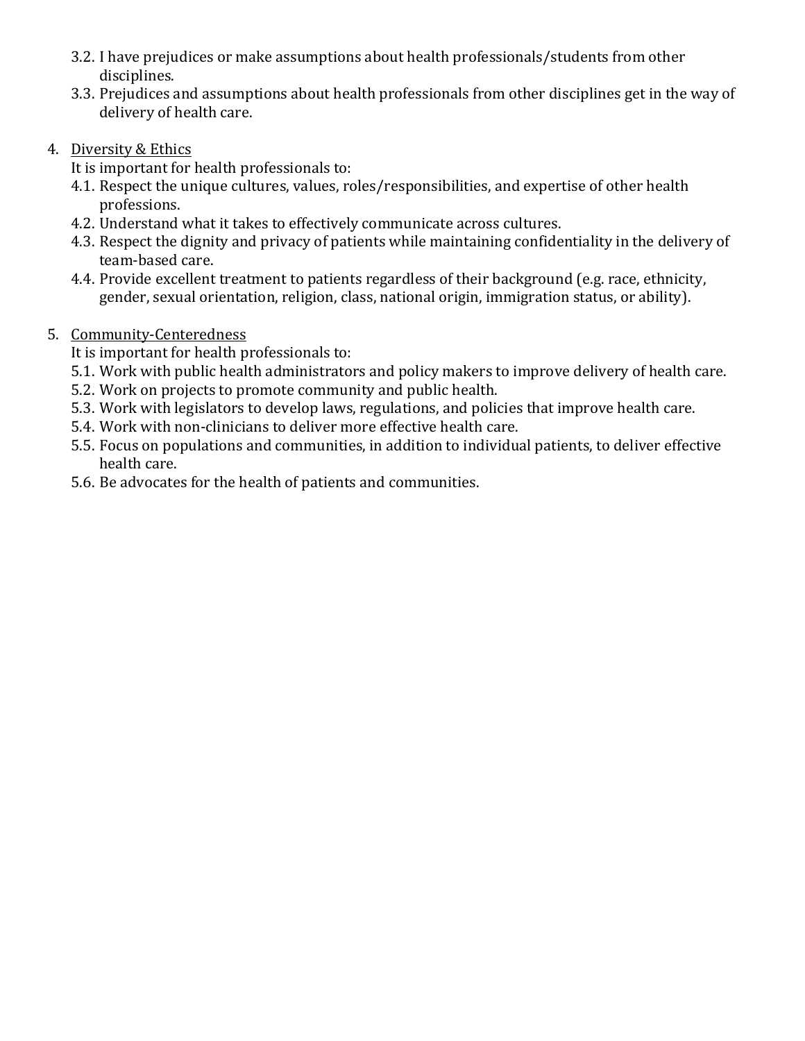3.2. I have prejudices or make assumptions about health professionals/students from other disciplines.
3.3. Prejudices and assumptions about health professionals from other disciplines get in the way of delivery of health care.

4. Diversity & Ethics

   It is important for health professionals to:

   4.1. Respect the unique cultures, values, roles/responsibilities, and expertise of other health professions.
   4.2. Understand what it takes to effectively communicate across cultures.
   4.3. Respect the dignity and privacy of patients while maintaining confidentiality in the delivery of team-based care.
   4.4. Provide excellent treatment to patients regardless of their background (e.g. race, ethnicity, gender, sexual orientation, religion, class, national origin, immigration status, or ability).

5. Community-Centeredness

   It is important for health professionals to:

   5.1. Work with public health administrators and policy makers to improve delivery of health care.
   5.2. Work on projects to promote community and public health.
   5.3. Work with legislators to develop laws, regulations, and policies that improve health care.
   5.4. Work with non-clinicians to deliver more effective health care.
   5.5. Focus on populations and communities, in addition to individual patients, to deliver effective health care.
   5.6. Be advocates for the health of patients and communities.